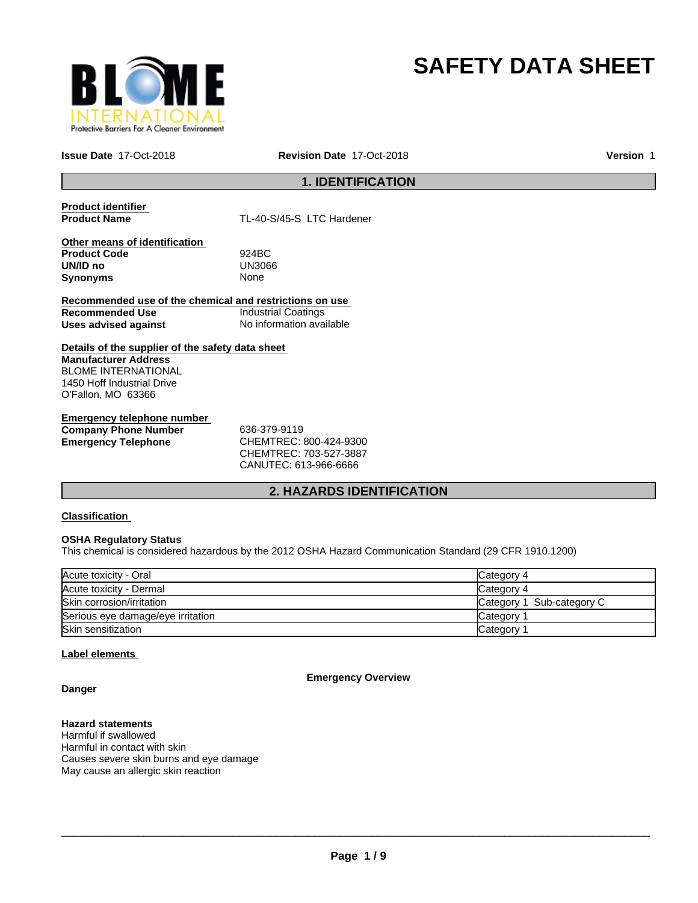# SAFETY DATA SHEET

**Issue Date** 17-Oct-2018 **Revision Date** 17-Oct-2018 **Version** 1

## 1. IDENTIFICATION

**Product identifier**

**Product Name** TL-40-S/45-S LTC Hardener

**Other means of identification**

**Product Code** 924BC

**UN/ID no** UN3066

**Synonyms** None

**Recommended use of the chemical and restrictions on use**

**Recommended Use** Industrial Coatings

**Uses advised against** No information available

**Details of the supplier of the safety data sheet**

**Manufacturer Address**
BLOME INTERNATIONAL
1450 Hoff Industrial Drive
O'Fallon, MO 63366

**Emergency telephone number**

**Company Phone Number** 636-379-9119

**Emergency Telephone** CHEMTREC: 800-424-9300
CHEMTREC: 703-527-3887
CANUTEC: 613-966-6666

## 2. HAZARDS IDENTIFICATION

**Classification**

**OSHA Regulatory Status**
This chemical is considered hazardous by the 2012 OSHA Hazard Communication Standard (29 CFR 1910.1200)

| | |
|---|---|
| Acute toxicity - Oral | Category 4 |
| Acute toxicity - Dermal | Category 4 |
| Skin corrosion/irritation | Category 1 Sub-category C |
| Serious eye damage/eye irritation | Category 1 |
| Skin sensitization | Category 1 |

**Label elements**

**Emergency Overview**

**Danger**

**Hazard statements**
Harmful if swallowed
Harmful in contact with skin
Causes severe skin burns and eye damage
May cause an allergic skin reaction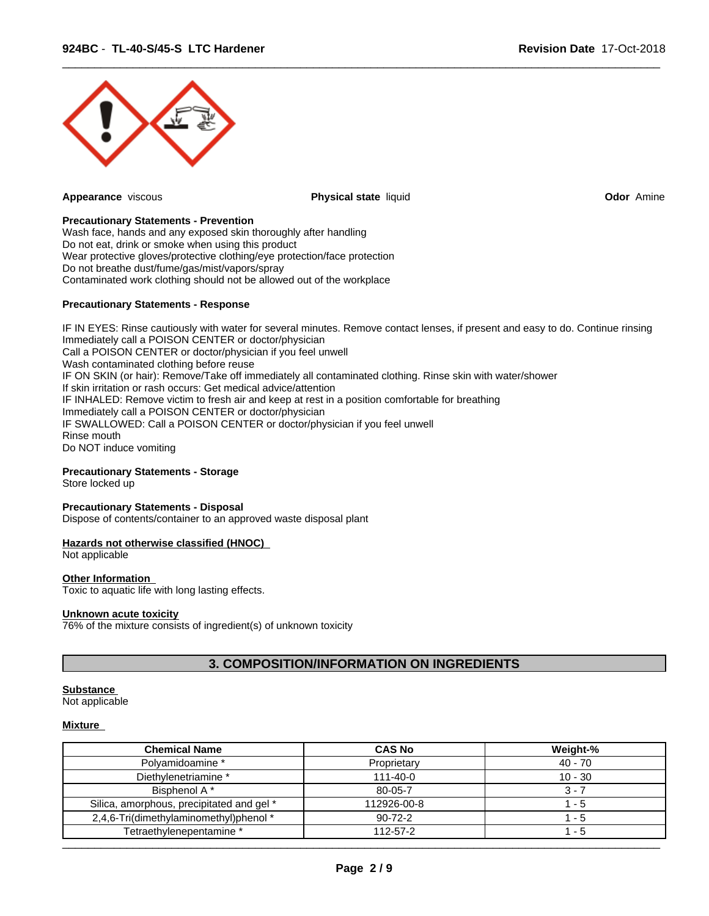**Appearance** viscous **Physical state** liquid **Odor** Amine

**Precautionary Statements - Prevention**
Wash face, hands and any exposed skin thoroughly after handling
Do not eat, drink or smoke when using this product
Wear protective gloves/protective clothing/eye protection/face protection
Do not breathe dust/fume/gas/mist/vapors/spray
Contaminated work clothing should not be allowed out of the workplace

**Precautionary Statements - Response**

IF IN EYES: Rinse cautiously with water for several minutes. Remove contact lenses, if present and easy to do. Continue rinsing
Immediately call a POISON CENTER or doctor/physician
Call a POISON CENTER or doctor/physician if you feel unwell
Wash contaminated clothing before reuse
IF ON SKIN (or hair): Remove/Take off immediately all contaminated clothing. Rinse skin with water/shower
If skin irritation or rash occurs: Get medical advice/attention
IF INHALED: Remove victim to fresh air and keep at rest in a position comfortable for breathing
Immediately call a POISON CENTER or doctor/physician
IF SWALLOWED: Call a POISON CENTER or doctor/physician if you feel unwell
Rinse mouth
Do NOT induce vomiting

**Precautionary Statements - Storage**
Store locked up

**Precautionary Statements - Disposal**
Dispose of contents/container to an approved waste disposal plant

**Hazards not otherwise classified (HNOC)**
Not applicable

**Other Information**
Toxic to aquatic life with long lasting effects.

**Unknown acute toxicity**
76% of the mixture consists of ingredient(s) of unknown toxicity

## 3. COMPOSITION/INFORMATION ON INGREDIENTS

**Substance**
Not applicable

**Mixture**

| Chemical Name | CAS No | Weight-% |
|---|---|---|
| Polyamidoamine * | Proprietary | 40 - 70 |
| Diethylenetriamine * | 111-40-0 | 10 - 30 |
| Bisphenol A * | 80-05-7 | 3 - 7 |
| Silica, amorphous, precipitated and gel * | 112926-00-8 | 1 - 5 |
| 2,4,6-Tri(dimethylaminomethyl)phenol * | 90-72-2 | 1 - 5 |
| Tetraethylenepentamine * | 112-57-2 | 1 - 5 |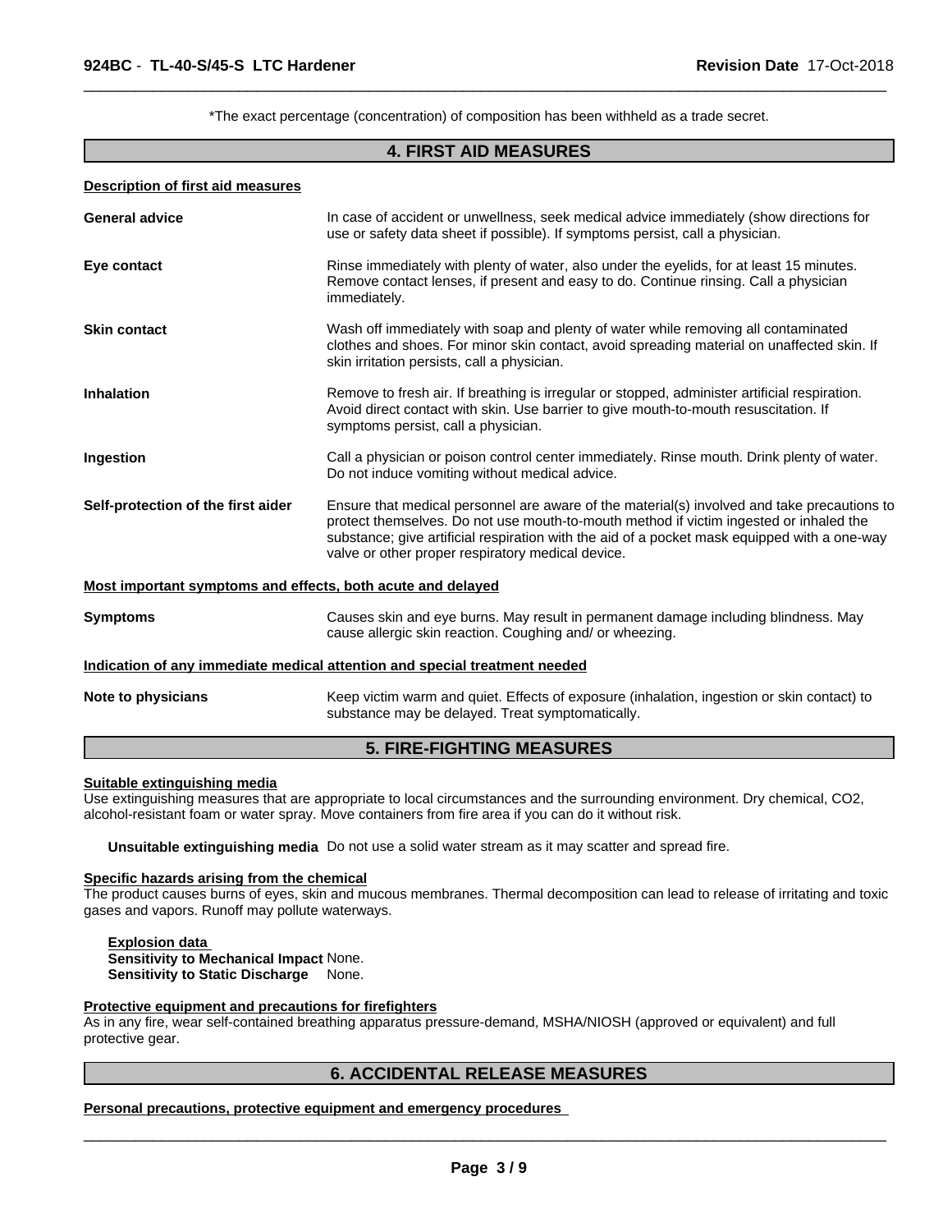*The exact percentage (concentration) of composition has been withheld as a trade secret.

## 4. FIRST AID MEASURES

**Description of first aid measures**

**General advice** In case of accident or unwellness, seek medical advice immediately (show directions for use or safety data sheet if possible). If symptoms persist, call a physician.

**Eye contact** Rinse immediately with plenty of water, also under the eyelids, for at least 15 minutes. Remove contact lenses, if present and easy to do. Continue rinsing. Call a physician immediately.

**Skin contact** Wash off immediately with soap and plenty of water while removing all contaminated clothes and shoes. For minor skin contact, avoid spreading material on unaffected skin. If skin irritation persists, call a physician.

**Inhalation** Remove to fresh air. If breathing is irregular or stopped, administer artificial respiration. Avoid direct contact with skin. Use barrier to give mouth-to-mouth resuscitation. If symptoms persist, call a physician.

**Ingestion** Call a physician or poison control center immediately. Rinse mouth. Drink plenty of water. Do not induce vomiting without medical advice.

**Self-protection of the first aider** Ensure that medical personnel are aware of the material(s) involved and take precautions to protect themselves. Do not use mouth-to-mouth method if victim ingested or inhaled the substance; give artificial respiration with the aid of a pocket mask equipped with a one-way valve or other proper respiratory medical device.

**Most important symptoms and effects, both acute and delayed**

**Symptoms** Causes skin and eye burns. May result in permanent damage including blindness. May cause allergic skin reaction. Coughing and/ or wheezing.

**Indication of any immediate medical attention and special treatment needed**

**Note to physicians** Keep victim warm and quiet. Effects of exposure (inhalation, ingestion or skin contact) to substance may be delayed. Treat symptomatically.

## 5. FIRE-FIGHTING MEASURES

**Suitable extinguishing media**

Use extinguishing measures that are appropriate to local circumstances and the surrounding environment. Dry chemical, $CO_2$, alcohol-resistant foam or water spray. Move containers from fire area if you can do it without risk.

**Unsuitable extinguishing media** Do not use a solid water stream as it may scatter and spread fire.

**Specific hazards arising from the chemical**

The product causes burns of eyes, skin and mucous membranes. Thermal decomposition can lead to release of irritating and toxic gases and vapors. Runoff may pollute waterways.

**Explosion data**

**Sensitivity to Mechanical Impact** None.

**Sensitivity to Static Discharge** None.

**Protective equipment and precautions for firefighters**

As in any fire, wear self-contained breathing apparatus pressure-demand, MSHA/NIOSH (approved or equivalent) and full protective gear.

## 6. ACCIDENTAL RELEASE MEASURES

**Personal precautions, protective equipment and emergency procedures**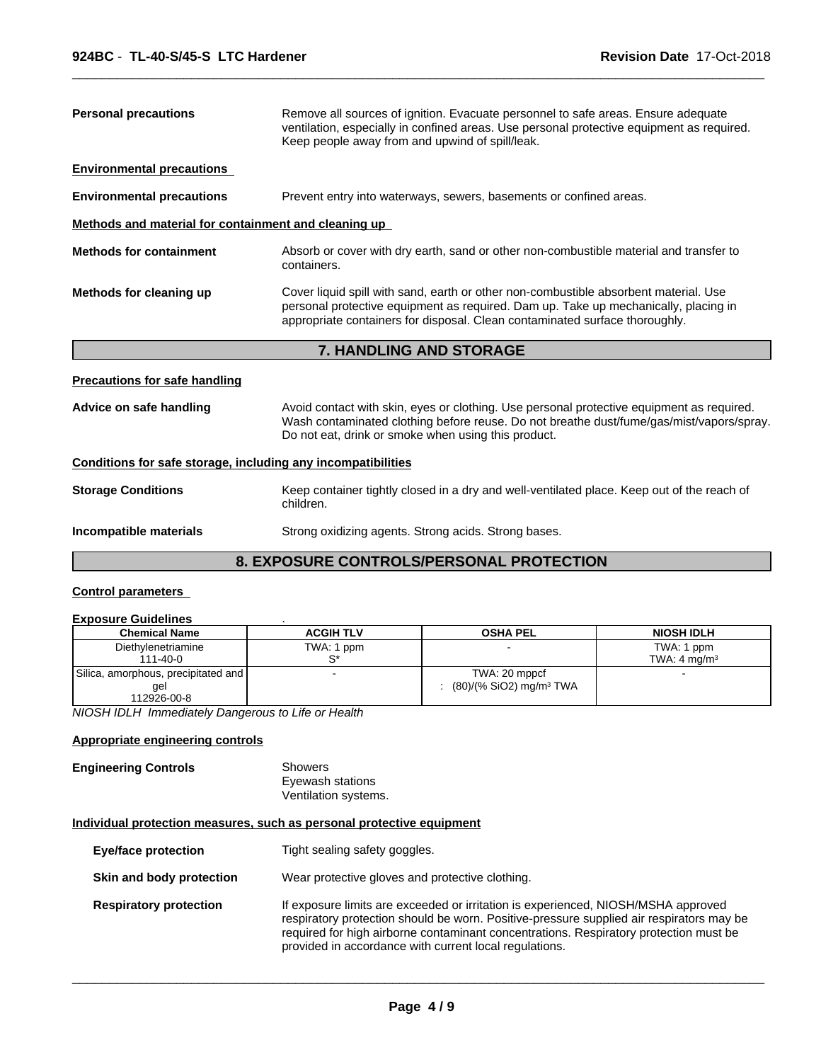**Personal precautions** Remove all sources of ignition. Evacuate personnel to safe areas. Ensure adequate ventilation, especially in confined areas. Use personal protective equipment as required. Keep people away from and upwind of spill/leak.

**Environmental precautions**

**Environmental precautions** Prevent entry into waterways, sewers, basements or confined areas.

**Methods and material for containment and cleaning up**

**Methods for containment** Absorb or cover with dry earth, sand or other non-combustible material and transfer to containers.

**Methods for cleaning up** Cover liquid spill with sand, earth or other non-combustible absorbent material. Use personal protective equipment as required. Dam up. Take up mechanically, placing in appropriate containers for disposal. Clean contaminated surface thoroughly.

## 7. HANDLING AND STORAGE

**Precautions for safe handling**

**Advice on safe handling** Avoid contact with skin, eyes or clothing. Use personal protective equipment as required. Wash contaminated clothing before reuse. Do not breathe dust/fume/gas/mist/vapors/spray. Do not eat, drink or smoke when using this product.

**Conditions for safe storage, including any incompatibilities**

**Storage Conditions** Keep container tightly closed in a dry and well-ventilated place. Keep out of the reach of children.

**Incompatible materials** Strong oxidizing agents. Strong acids. Strong bases.

## 8. EXPOSURE CONTROLS/PERSONAL PROTECTION

**Control parameters**

**Exposure Guidelines** .

| Chemical Name | ACGIH TLV | OSHA PEL | NIOSH IDLH |
|---|---|---|---|
| Diethylenetriamine 111-40-0 | TWA: 1 ppm S* | - | TWA: 1 ppm TWA: 4 mg/m³ |
| Silica, amorphous, precipitated and gel 112926-00-8 | - | TWA: 20 mppcf : (80)/(% SiO2) mg/m³ TWA | - |

*NIOSH IDLH Immediately Dangerous to Life or Health*

**Appropriate engineering controls**

**Engineering Controls** Showers
Eyewash stations
Ventilation systems.

**Individual protection measures, such as personal protective equipment**

**Eye/face protection** Tight sealing safety goggles.

**Skin and body protection** Wear protective gloves and protective clothing.

**Respiratory protection** If exposure limits are exceeded or irritation is experienced, NIOSH/MSHA approved respiratory protection should be worn. Positive-pressure supplied air respirators may be required for high airborne contaminant concentrations. Respiratory protection must be provided in accordance with current local regulations.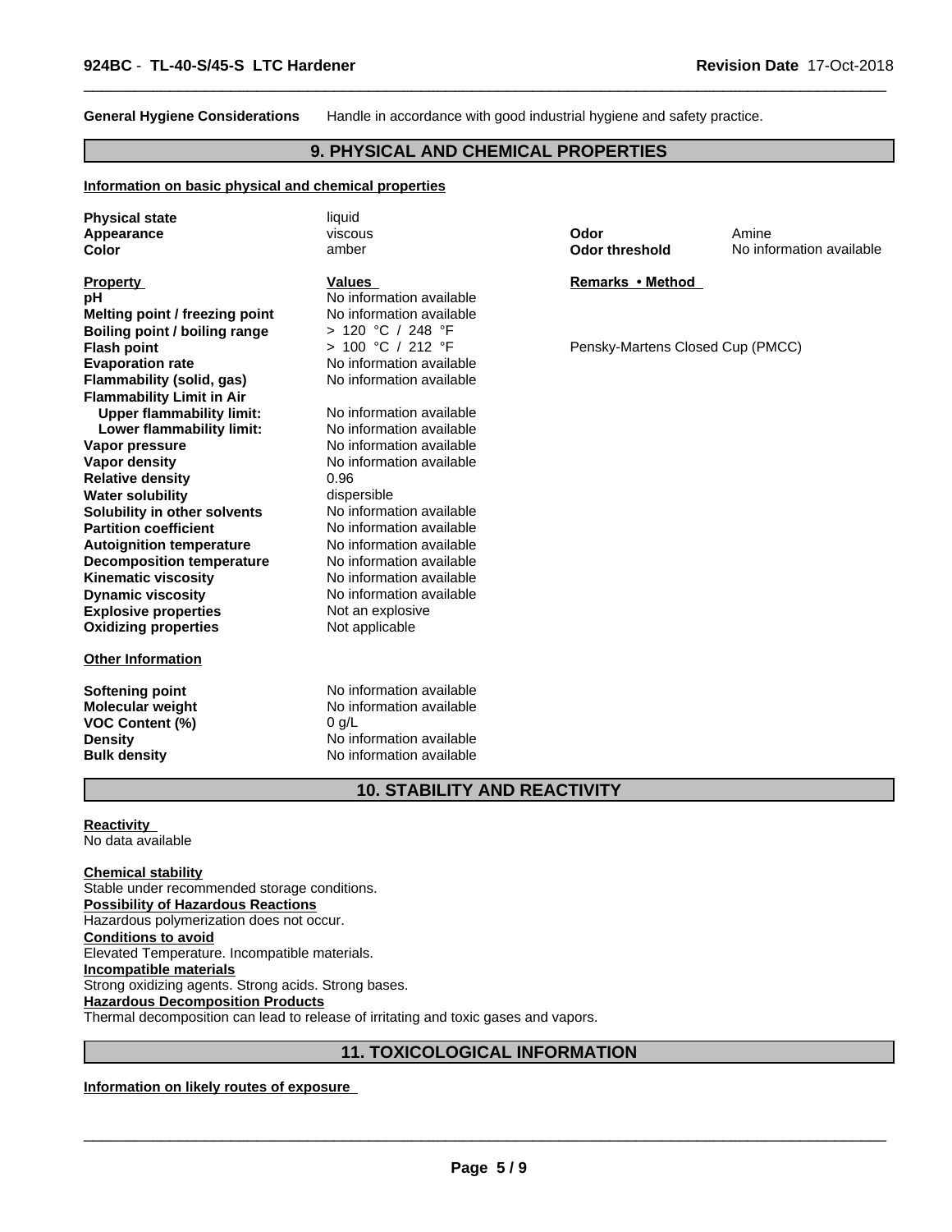**General Hygiene Considerations** Handle in accordance with good industrial hygiene and safety practice.

## 9. PHYSICAL AND CHEMICAL PROPERTIES

**Information on basic physical and chemical properties**

| | | | |
|---|---|---|---|
| **Physical state** | liquid | | |
| **Appearance** | viscous | **Odor** | Amine |
| **Color** | amber | **Odor threshold** | No information available |

| **Property** | **Values** | **Remarks • Method** |
|---|---|---|
| **pH** | No information available | |
| **Melting point / freezing point** | No information available | |
| **Boiling point / boiling range** | > 120 °C / 248 °F | |
| **Flash point** | > 100 °C / 212 °F | Pensky-Martens Closed Cup (PMCC) |
| **Evaporation rate** | No information available | |
| **Flammability (solid, gas)** | No information available | |
| **Flammability Limit in Air** | | |
| **Upper flammability limit:** | No information available | |
| **Lower flammability limit:** | No information available | |
| **Vapor pressure** | No information available | |
| **Vapor density** | No information available | |
| **Relative density** | 0.96 | |
| **Water solubility** | dispersible | |
| **Solubility in other solvents** | No information available | |
| **Partition coefficient** | No information available | |
| **Autoignition temperature** | No information available | |
| **Decomposition temperature** | No information available | |
| **Kinematic viscosity** | No information available | |
| **Dynamic viscosity** | No information available | |
| **Explosive properties** | Not an explosive | |
| **Oxidizing properties** | Not applicable | |

**Other Information**

| | |
|---|---|
| **Softening point** | No information available |
| **Molecular weight** | No information available |
| **VOC Content (%)** | 0 g/L |
| **Density** | No information available |
| **Bulk density** | No information available |

## 10. STABILITY AND REACTIVITY

**Reactivity**
No data available

**Chemical stability**
Stable under recommended storage conditions.

**Possibility of Hazardous Reactions**
Hazardous polymerization does not occur.

**Conditions to avoid**
Elevated Temperature. Incompatible materials.

**Incompatible materials**
Strong oxidizing agents. Strong acids. Strong bases.

**Hazardous Decomposition Products**
Thermal decomposition can lead to release of irritating and toxic gases and vapors.

## 11. TOXICOLOGICAL INFORMATION

**Information on likely routes of exposure**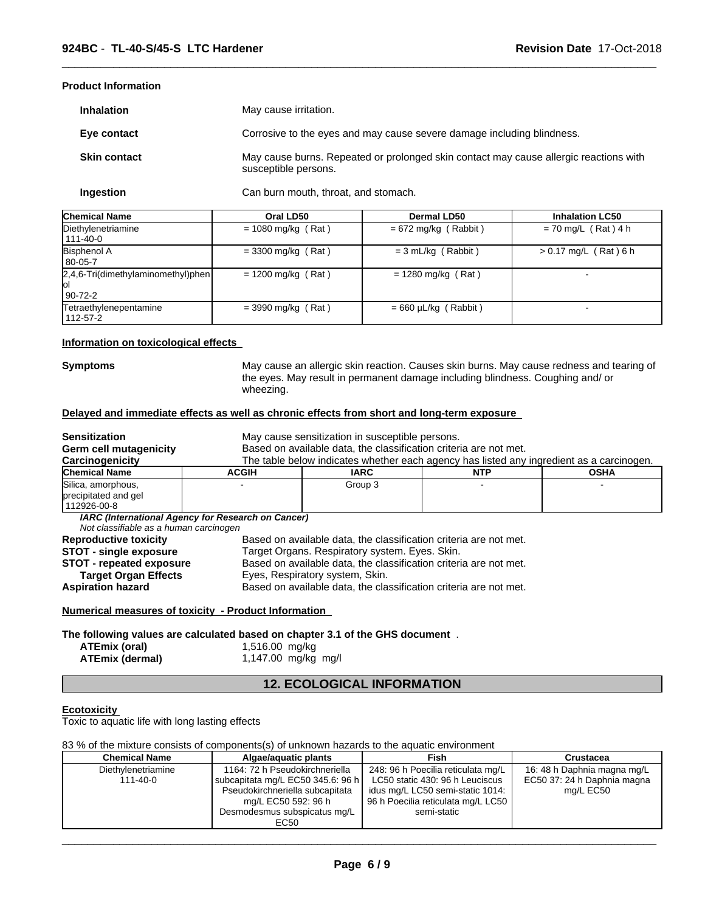**Product Information**

**Inhalation** May cause irritation.

**Eye contact** Corrosive to the eyes and may cause severe damage including blindness.

**Skin contact** May cause burns. Repeated or prolonged skin contact may cause allergic reactions with susceptible persons.

**Ingestion** Can burn mouth, throat, and stomach.

| Chemical Name | Oral LD50 | Dermal LD50 | Inhalation LC50 |
|---|---|---|---|
| Diethylenetriamine 111-40-0 | = 1080 mg/kg ( Rat ) | = 672 mg/kg ( Rabbit ) | = 70 mg/L ( Rat ) 4 h |
| Bisphenol A 80-05-7 | = 3300 mg/kg ( Rat ) | = 3 mL/kg ( Rabbit ) | > 0.17 mg/L ( Rat ) 6 h |
| 2,4,6-Tri(dimethylaminomethyl)phenol 90-72-2 | = 1200 mg/kg ( Rat ) | = 1280 mg/kg ( Rat ) | - |
| Tetraethylenepentamine 112-57-2 | = 3990 mg/kg ( Rat ) | = 660 µL/kg ( Rabbit ) | - |

**Information on toxicological effects**

**Symptoms** May cause an allergic skin reaction. Causes skin burns. May cause redness and tearing of the eyes. May result in permanent damage including blindness. Coughing and/ or wheezing.

**Delayed and immediate effects as well as chronic effects from short and long-term exposure**

**Sensitization** May cause sensitization in susceptible persons.
**Germ cell mutagenicity** Based on available data, the classification criteria are not met.
**Carcinogenicity** The table below indicates whether each agency has listed any ingredient as a carcinogen.

| Chemical Name | ACGIH | IARC | NTP | OSHA |
|---|---|---|---|---|
| Silica, amorphous, precipitated and gel 112926-00-8 | - | Group 3 | - | - |

***IARC (International Agency for Research on Cancer)***
*Not classifiable as a human carcinogen*

**Reproductive toxicity** Based on available data, the classification criteria are not met.
**STOT - single exposure** Target Organs. Respiratory system. Eyes. Skin.
**STOT - repeated exposure** Based on available data, the classification criteria are not met.
**Target Organ Effects** Eyes, Respiratory system, Skin.
**Aspiration hazard** Based on available data, the classification criteria are not met.

**Numerical measures of toxicity - Product Information**

**The following values are calculated based on chapter 3.1 of the GHS document** .

**ATEmix (oral)** 1,516.00 mg/kg
**ATEmix (dermal)** 1,147.00 mg/kg mg/l

## 12. ECOLOGICAL INFORMATION

**Ecotoxicity**
Toxic to aquatic life with long lasting effects

83 % of the mixture consists of components(s) of unknown hazards to the aquatic environment

| Chemical Name | Algae/aquatic plants | Fish | Crustacea |
|---|---|---|---|
| Diethylenetriamine 111-40-0 | 1164: 72 h Pseudokirchneriella subcapitata mg/L EC50 345.6: 96 h Pseudokirchneriella subcapitata mg/L EC50 592: 96 h Desmodesmus subspicatus mg/L EC50 | 248: 96 h Poecilia reticulata mg/L LC50 static 430: 96 h Leuciscus idus mg/L LC50 semi-static 1014: 96 h Poecilia reticulata mg/L LC50 semi-static | 16: 48 h Daphnia magna mg/L EC50 37: 24 h Daphnia magna mg/L EC50 |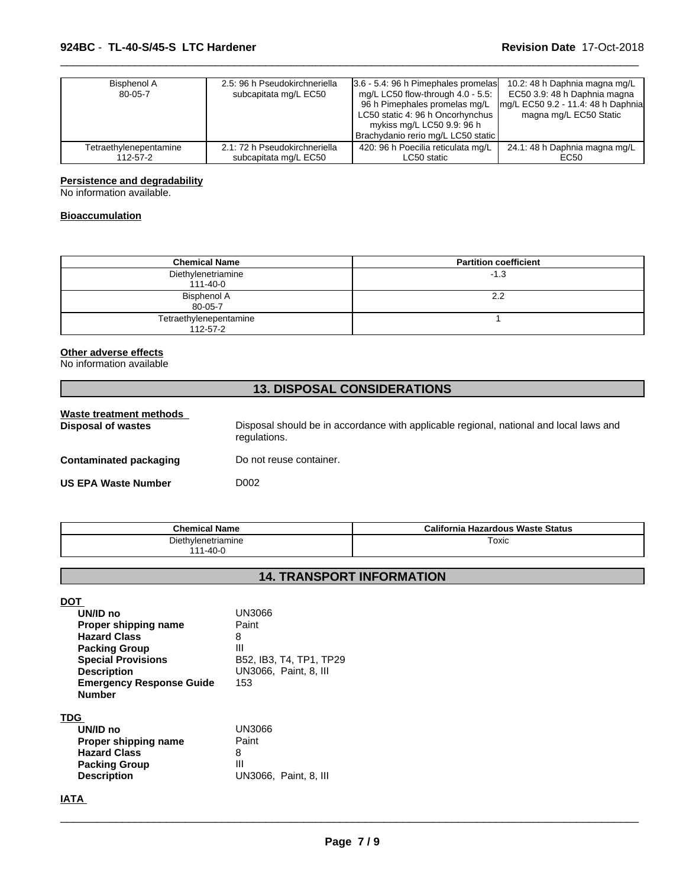| Bisphenol A 80-05-7 | 2.5: 96 h Pseudokirchneriella subcapitata mg/L EC50 | 3.6 - 5.4: 96 h Pimephales promelas mg/L LC50 flow-through 4.0 - 5.5: 96 h Pimephales promelas mg/L LC50 static 4: 96 h Oncorhynchus mykiss mg/L LC50 9.9: 96 h Brachydanio rerio mg/L LC50 static | 10.2: 48 h Daphnia magna mg/L EC50 3.9: 48 h Daphnia magna mg/L EC50 9.2 - 11.4: 48 h Daphnia magna mg/L EC50 Static |
|---|---|---|---|
| Tetraethylenepentamine 112-57-2 | 2.1: 72 h Pseudokirchneriella subcapitata mg/L EC50 | 420: 96 h Poecilia reticulata mg/L LC50 static | 24.1: 48 h Daphnia magna mg/L EC50 |

**Persistence and degradability**
No information available.

**Bioaccumulation**

| Chemical Name | Partition coefficient |
|---|---|
| Diethylenetriamine 111-40-0 | -1.3 |
| Bisphenol A 80-05-7 | 2.2 |
| Tetraethylenepentamine 112-57-2 | 1 |

**Other adverse effects**
No information available

## 13. DISPOSAL CONSIDERATIONS

**Waste treatment methods**

**Disposal of wastes** Disposal should be in accordance with applicable regional, national and local laws and regulations.

**Contaminated packaging** Do not reuse container.

**US EPA Waste Number** D002

| Chemical Name | California Hazardous Waste Status |
|---|---|
| Diethylenetriamine 111-40-0 | Toxic |

## 14. TRANSPORT INFORMATION

**DOT**

**UN/ID no** UN3066
**Proper shipping name** Paint
**Hazard Class** 8
**Packing Group** III
**Special Provisions** B52, IB3, T4, TP1, TP29
**Description** UN3066, Paint, 8, III
**Emergency Response Guide Number** 153

**TDG**

**UN/ID no** UN3066
**Proper shipping name** Paint
**Hazard Class** 8
**Packing Group** III
**Description** UN3066, Paint, 8, III

**IATA**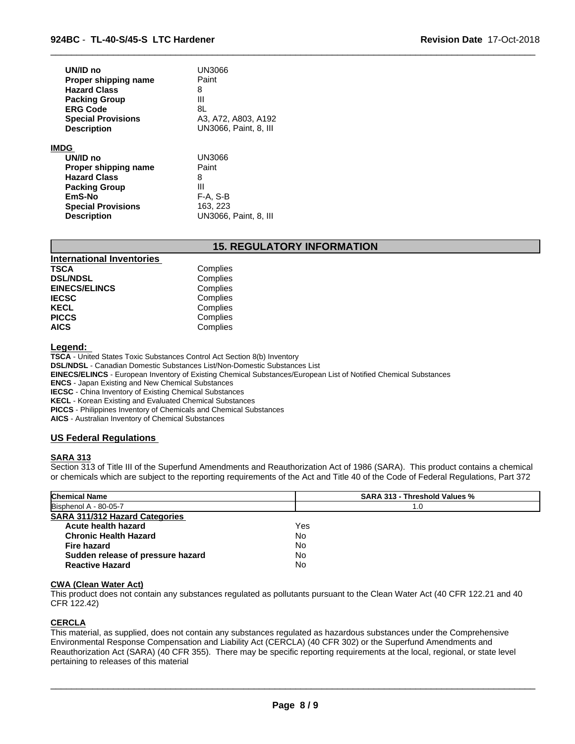| | |
|---|---|
| **UN/ID no** | UN3066 |
| **Proper shipping name** | Paint |
| **Hazard Class** | 8 |
| **Packing Group** | III |
| **ERG Code** | 8L |
| **Special Provisions** | A3, A72, A803, A192 |
| **Description** | UN3066, Paint, 8, III |

**IMDG**

| | |
|---|---|
| **UN/ID no** | UN3066 |
| **Proper shipping name** | Paint |
| **Hazard Class** | 8 |
| **Packing Group** | III |
| **EmS-No** | F-A, S-B |
| **Special Provisions** | 163, 223 |
| **Description** | UN3066, Paint, 8, III |

## 15. REGULATORY INFORMATION

**International Inventories**

| | |
|---|---|
| **TSCA** | Complies |
| **DSL/NDSL** | Complies |
| **EINECS/ELINCS** | Complies |
| **IECSC** | Complies |
| **KECL** | Complies |
| **PICCS** | Complies |
| **AICS** | Complies |

**Legend:**

**TSCA** - United States Toxic Substances Control Act Section 8(b) Inventory
**DSL/NDSL** - Canadian Domestic Substances List/Non-Domestic Substances List
**EINECS/ELINCS** - European Inventory of Existing Chemical Substances/European List of Notified Chemical Substances
**ENCS** - Japan Existing and New Chemical Substances
**IECSC** - China Inventory of Existing Chemical Substances
**KECL** - Korean Existing and Evaluated Chemical Substances
**PICCS** - Philippines Inventory of Chemicals and Chemical Substances
**AICS** - Australian Inventory of Chemical Substances

### US Federal Regulations

**SARA 313**

Section 313 of Title III of the Superfund Amendments and Reauthorization Act of 1986 (SARA). This product contains a chemical or chemicals which are subject to the reporting requirements of the Act and Title 40 of the Code of Federal Regulations, Part 372

| Chemical Name | SARA 313 - Threshold Values % |
|---|---|
| Bisphenol A - 80-05-7 | 1.0 |

**SARA 311/312 Hazard Categories**

| | |
|---|---|
| **Acute health hazard** | Yes |
| **Chronic Health Hazard** | No |
| **Fire hazard** | No |
| **Sudden release of pressure hazard** | No |
| **Reactive Hazard** | No |

**CWA (Clean Water Act)**

This product does not contain any substances regulated as pollutants pursuant to the Clean Water Act (40 CFR 122.21 and 40 CFR 122.42)

**CERCLA**

This material, as supplied, does not contain any substances regulated as hazardous substances under the Comprehensive Environmental Response Compensation and Liability Act (CERCLA) (40 CFR 302) or the Superfund Amendments and Reauthorization Act (SARA) (40 CFR 355). There may be specific reporting requirements at the local, regional, or state level pertaining to releases of this material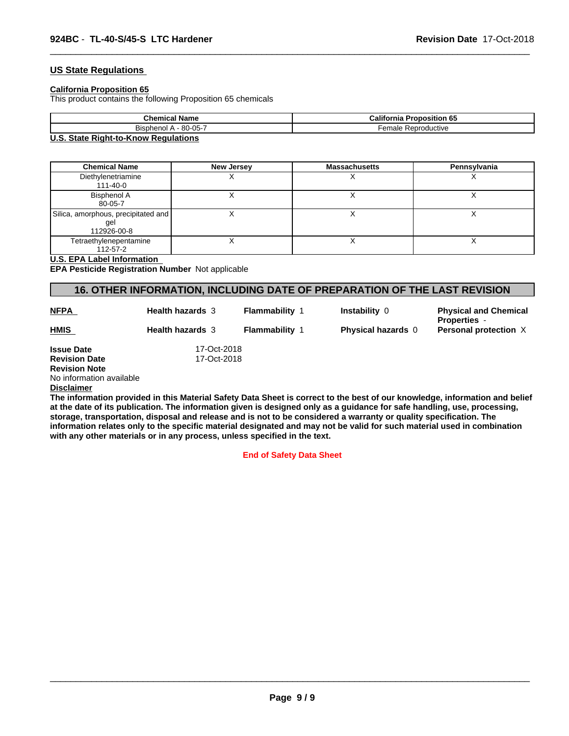### US State Regulations

#### California Proposition 65

This product contains the following Proposition 65 chemicals

| Chemical Name | California Proposition 65 |
| --- | --- |
| Bisphenol A - 80-05-7 | Female Reproductive |

#### U.S. State Right-to-Know Regulations

| Chemical Name | New Jersey | Massachusetts | Pennsylvania |
| --- | --- | --- | --- |
| Diethylenetriamine 111-40-0 | X | X | X |
| Bisphenol A 80-05-7 | X | X | X |
| Silica, amorphous, precipitated and gel 112926-00-8 | X | X | X |
| Tetraethylenepentamine 112-57-2 | X | X | X |

#### U.S. EPA Label Information

**EPA Pesticide Registration Number** Not applicable

## 16. OTHER INFORMATION, INCLUDING DATE OF PREPARATION OF THE LAST REVISION

| | | | | |
| --- | --- | --- | --- | --- |
| **NFPA** | **Health hazards** 3 | **Flammability** 1 | **Instability** 0 | **Physical and Chemical Properties** - |
| **HMIS** | **Health hazards** 3 | **Flammability** 1 | **Physical hazards** 0 | **Personal protection** X |

**Issue Date** 17-Oct-2018
**Revision Date** 17-Oct-2018
**Revision Note**
No information available

**Disclaimer**

**The information provided in this Material Safety Data Sheet is correct to the best of our knowledge, information and belief at the date of its publication. The information given is designed only as a guidance for safe handling, use, processing, storage, transportation, disposal and release and is not to be considered a warranty or quality specification. The information relates only to the specific material designated and may not be valid for such material used in combination with any other materials or in any process, unless specified in the text.**

**End of Safety Data Sheet**